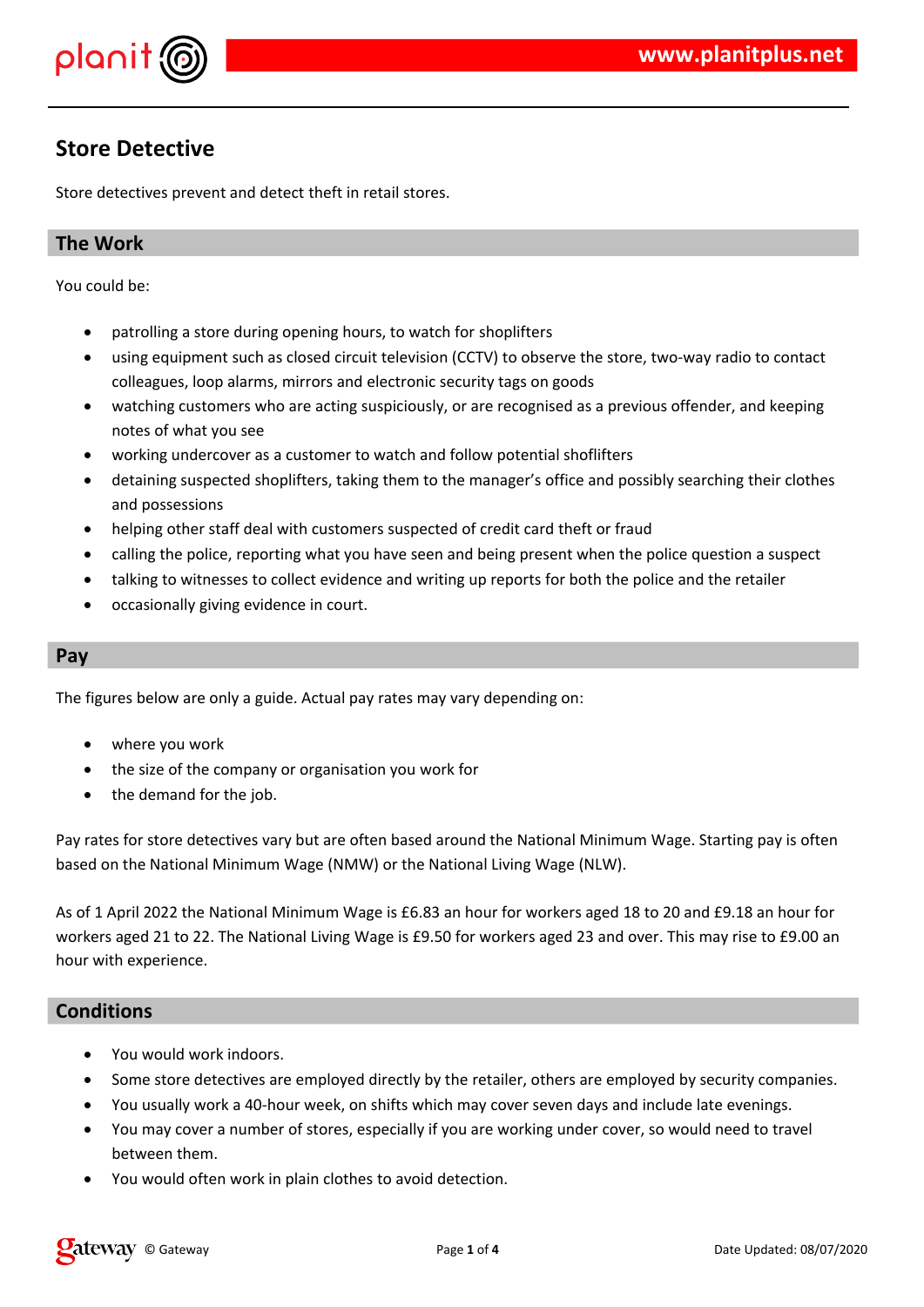# Store Detective

Store detectives prevent and detect theft in retail stores.

## The Work

You could be:

- patrolling a store during opening hours, to watch for shoplifters
- using equipment such as closed circuit television (CCTV) to observe the store, two-way radio to contact colleagues, loop alarms, mirrors and electronic security tags on goods
- watching customers who are acting suspiciously, or are recognised as a previous offender, and keeping notes of what you see
- working undercover as a customer to watch and follow potential shoflifters
- detaining suspected shoplifters, taking them to the manager's office and possibly searching their clothes and possessions
- helping other staff deal with customers suspected of credit card theft or fraud
- calling the police, reporting what you have seen and being present when the police question a suspect
- talking to witnesses to collect evidence and writing up reports for both the police and the retailer
- occasionally giving evidence in court.

## Pay

The figures below are only a guide. Actual pay rates may vary depending on:

- where you work
- the size of the company or organisation you work for
- the demand for the job.

Pay rates for store detectives vary but are often based around the National Minimum Wage. Starting pay is often based on the National Minimum Wage (NMW) or the National Living Wage (NLW).

As of 1 April 2022 the National Minimum Wage is £6.83 an hour for workers aged 18 to 20 and £9.18 an hour for workers aged 21 to 22. The National Living Wage is £9.50 for workers aged 23 and over. This may rise to £9.00 an hour with experience.

## Conditions

- You would work indoors.
- Some store detectives are employed directly by the retailer, others are employed by security companies.
- You usually work a 40-hour week, on shifts which may cover seven days and include late evenings.
- You may cover a number of stores, especially if you are working under cover, so would need to travel between them.
- You would often work in plain clothes to avoid detection.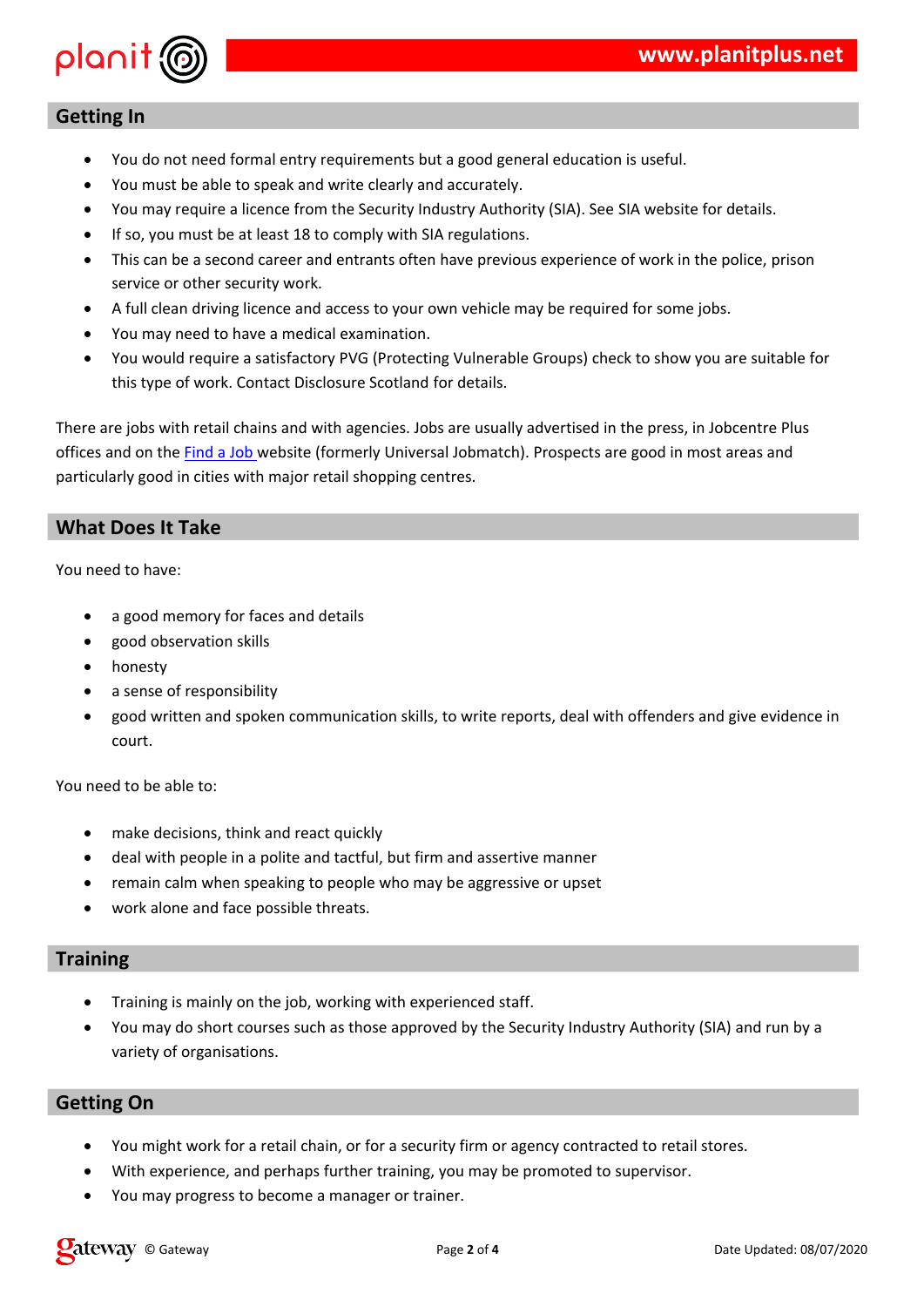## Getting In

- You do not need formal entry requirements but a good general education is useful.
- You must be able to speak and write clearly and accurately.
- You may require a licence from the Security Industry Authority (SIA). See SIA website for details.
- If so, you must be at least 18 to comply with SIA regulations.
- This can be a second career and entrants often have previous experience of work in the police, prison service or other security work.
- A full clean driving licence and access to your own vehicle may be required for some jobs.
- You may need to have a medical examination.
- You would require a satisfactory PVG (Protecting Vulnerable Groups) check to show you are suitable for this type of work. Contact Disclosure Scotland for details.

There are jobs with retail chains and with agencies. Jobs are usually advertised in the press, in Jobcentre Plus offices and on the Find a Job website (formerly Universal Jobmatch). Prospects are good in most areas and particularly good in cities with major retail shopping centres.

## What Does It Take

You need to have:

- a good memory for faces and details
- good observation skills
- honesty
- a sense of responsibility
- good written and spoken communication skills, to write reports, deal with offenders and give evidence in court.

You need to be able to:

- make decisions, think and react quickly
- deal with people in a polite and tactful, but firm and assertive manner
- remain calm when speaking to people who may be aggressive or upset
- work alone and face possible threats.

## Training

- Training is mainly on the job, working with experienced staff.
- You may do short courses such as those approved by the Security Industry Authority (SIA) and run by a variety of organisations.

## Getting On

- You might work for a retail chain, or for a security firm or agency contracted to retail stores.
- With experience, and perhaps further training, you may be promoted to supervisor.
- You may progress to become a manager or trainer.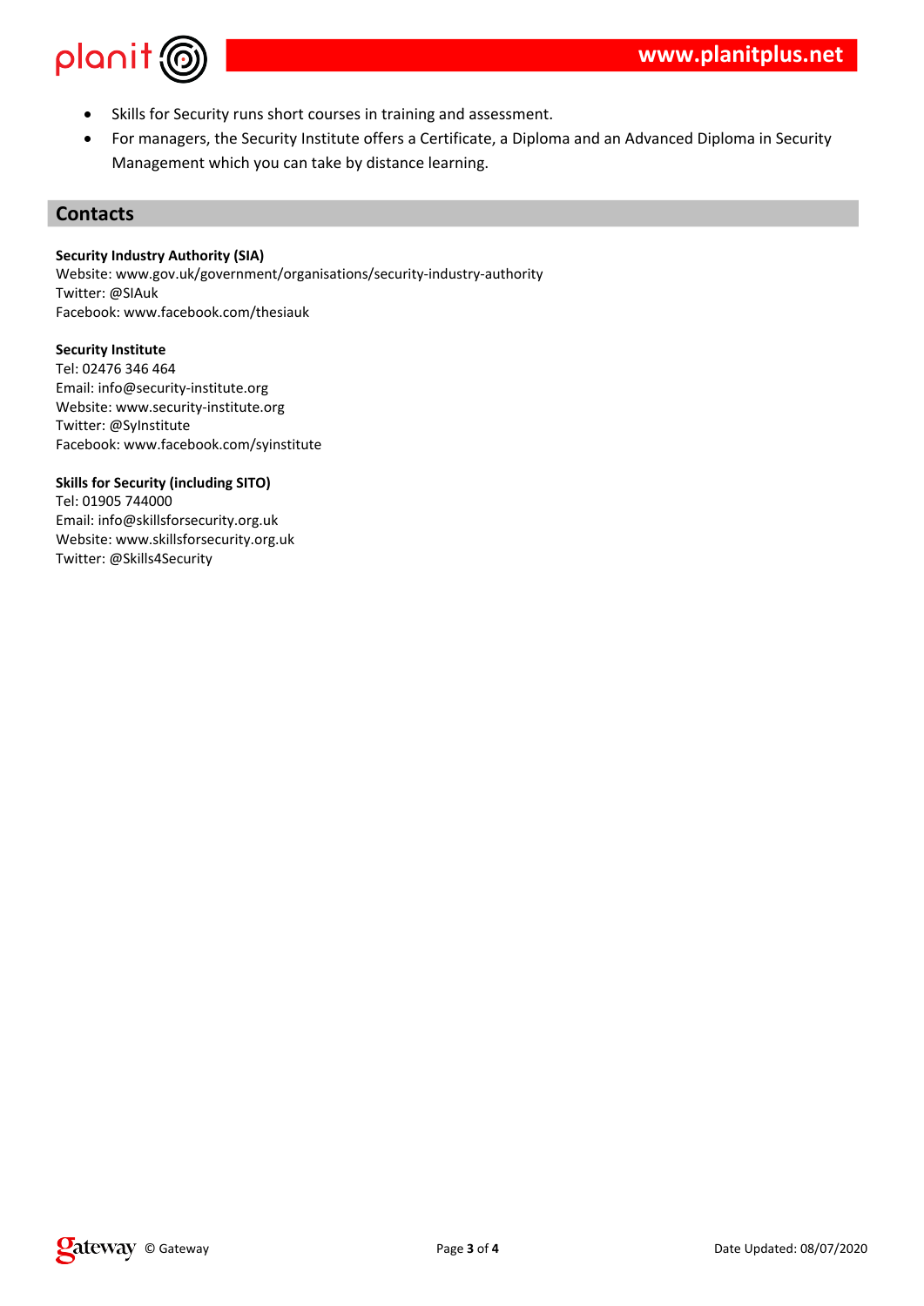- Skills for Security runs short courses in training and assessment.
- For managers, the Security Institute offers a Certificate, a Diploma and an Advanced Diploma in Security Management which you can take by distance learning.

## Contacts

**Security Industry Authority (SIA)**
Website: www.gov.uk/government/organisations/security-industry-authority
Twitter: @SIAuk
Facebook: www.facebook.com/thesiauk

**Security Institute**
Tel: 02476 346 464
Email: info@security-institute.org
Website: www.security-institute.org
Twitter: @SyInstitute
Facebook: www.facebook.com/syinstitute

**Skills for Security (including SITO)**
Tel: 01905 744000
Email: info@skillsforsecurity.org.uk
Website: www.skillsforsecurity.org.uk
Twitter: @Skills4Security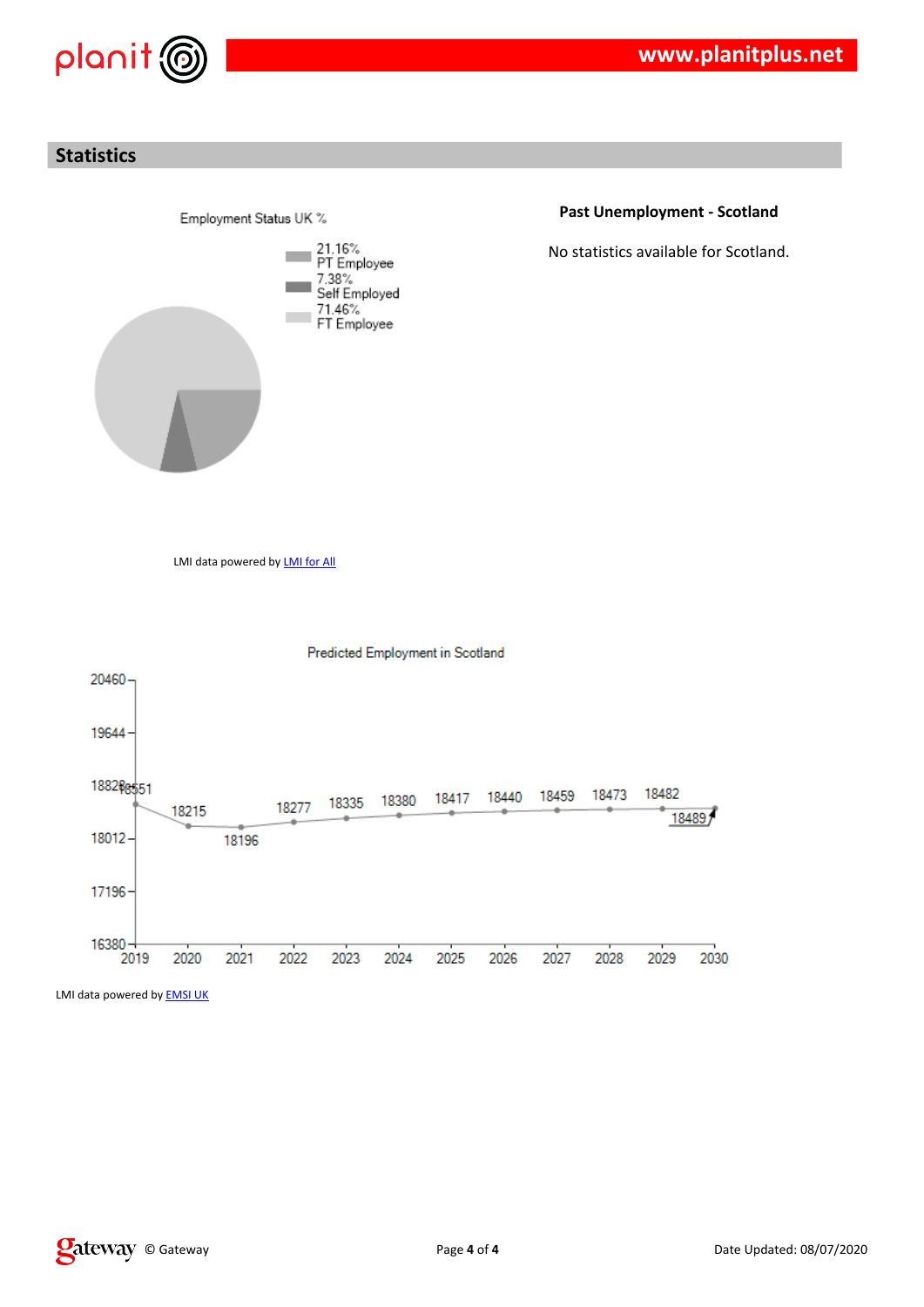## Statistics

Employment Status UK %

21.16%
PT Employee
7.38%
Self Employed
71.46%
FT Employee

LMI data powered by [LMI for All]

**Past Unemployment - Scotland**

No statistics available for Scotland.

Predicted Employment in Scotland

20460
19644
18828
18012
17196
16380

2019 2020 2021 2022 2023 2024 2025 2026 2027 2028 2029 2030

18551 18215 18196 18277 18335 18380 18417 18440 18459 18473 18482 18489

LMI data powered by [EMSI UK]